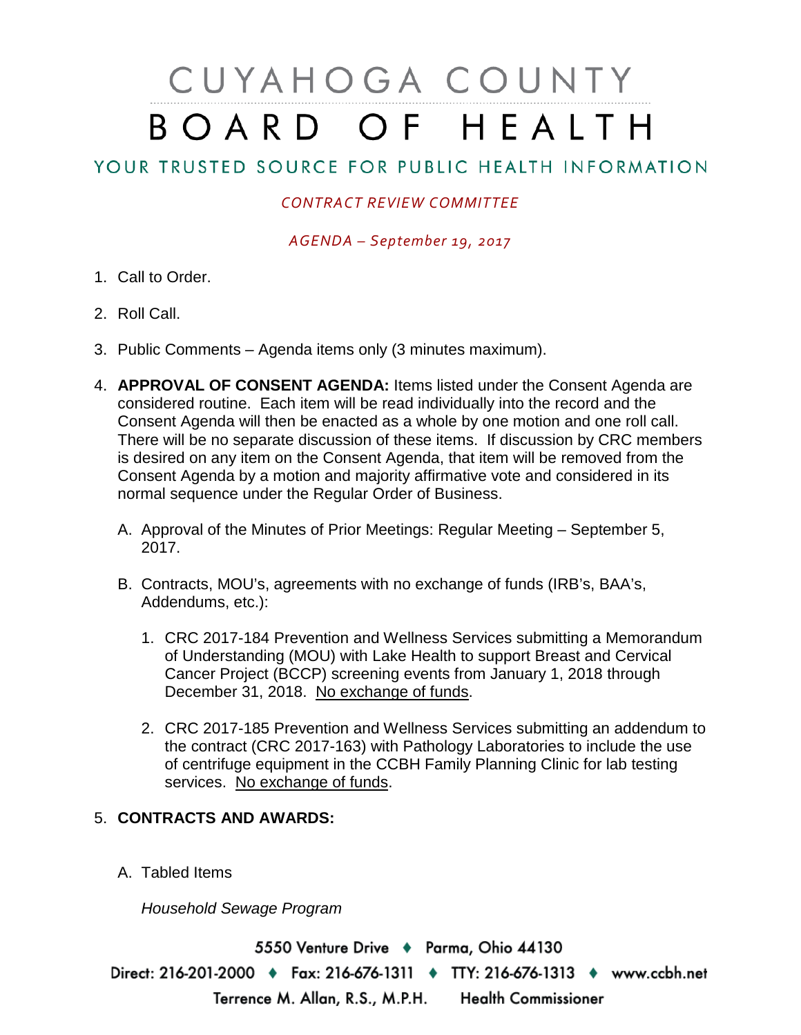# CUYAHOGA COUNTY BOARD OF HEALTH

## YOUR TRUSTED SOURCE FOR PUBLIC HEALTH INFORMATION

*CONTRACT REVIEW COMMITTEE*

*AGENDA – September 19, 2017*

1. Call to Order.

2. Roll Call.

3. Public Comments – Agenda items only (3 minutes maximum).

4. **APPROVAL OF CONSENT AGENDA:** Items listed under the Consent Agenda are considered routine. Each item will be read individually into the record and the Consent Agenda will then be enacted as a whole by one motion and one roll call. There will be no separate discussion of these items. If discussion by CRC members is desired on any item on the Consent Agenda, that item will be removed from the Consent Agenda by a motion and majority affirmative vote and considered in its normal sequence under the Regular Order of Business.

   A. Approval of the Minutes of Prior Meetings: Regular Meeting – September 5, 2017.

   B. Contracts, MOU's, agreements with no exchange of funds (IRB's, BAA's, Addendums, etc.):

      1. CRC 2017-184 Prevention and Wellness Services submitting a Memorandum of Understanding (MOU) with Lake Health to support Breast and Cervical Cancer Project (BCCP) screening events from January 1, 2018 through December 31, 2018. No exchange of funds.

      2. CRC 2017-185 Prevention and Wellness Services submitting an addendum to the contract (CRC 2017-163) with Pathology Laboratories to include the use of centrifuge equipment in the CCBH Family Planning Clinic for lab testing services. No exchange of funds.

5. **CONTRACTS AND AWARDS:**

   A. Tabled Items

      *Household Sewage Program*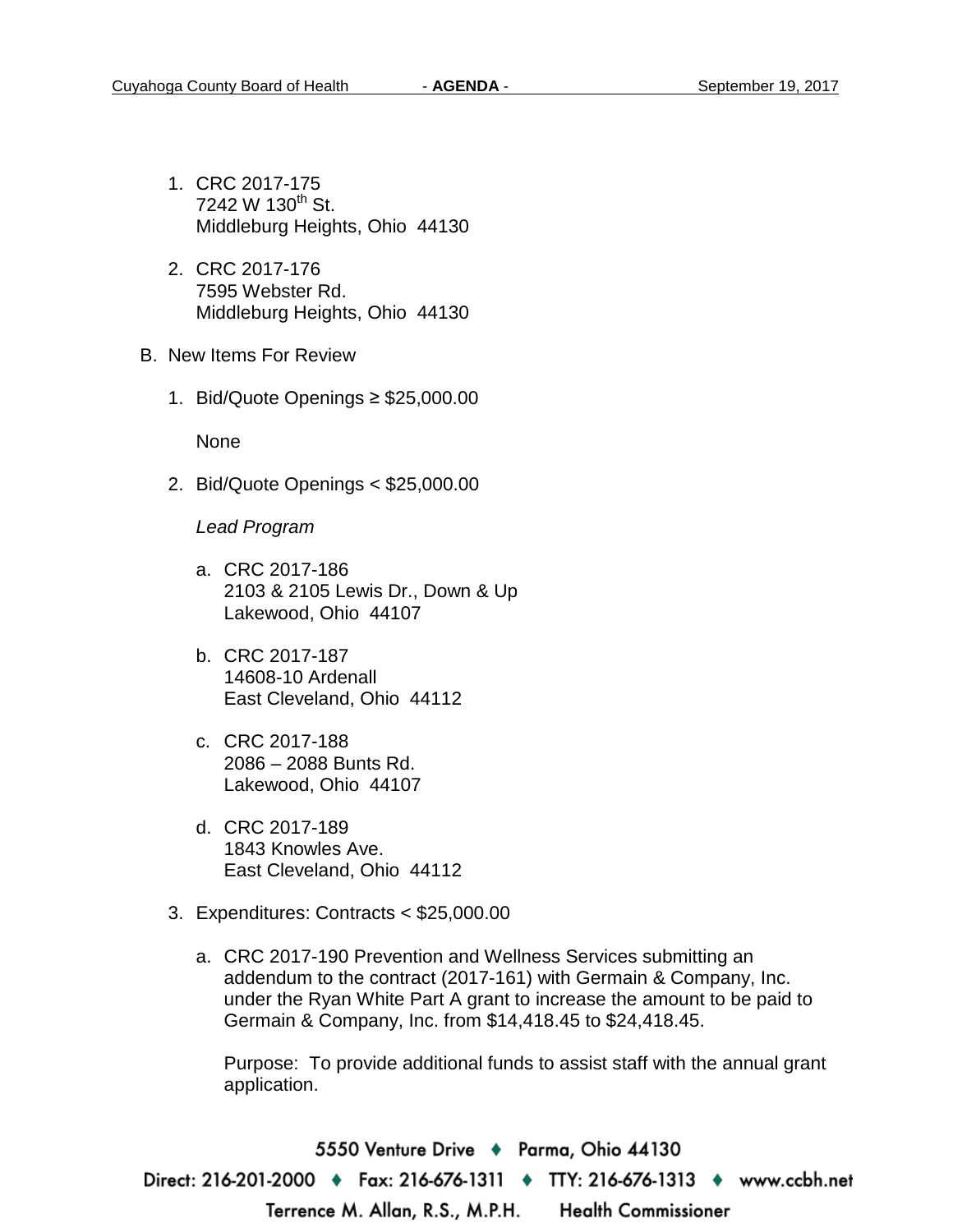1. CRC 2017-175
   7242 W 130th St.
   Middleburg Heights, Ohio 44130

2. CRC 2017-176
   7595 Webster Rd.
   Middleburg Heights, Ohio 44130

B. New Items For Review

1. Bid/Quote Openings ≥ $25,000.00

   None

2. Bid/Quote Openings < $25,000.00

   *Lead Program*

   a. CRC 2017-186
      2103 & 2105 Lewis Dr., Down & Up
      Lakewood, Ohio 44107

   b. CRC 2017-187
      14608-10 Ardenall
      East Cleveland, Ohio 44112

   c. CRC 2017-188
      2086 – 2088 Bunts Rd.
      Lakewood, Ohio 44107

   d. CRC 2017-189
      1843 Knowles Ave.
      East Cleveland, Ohio 44112

3. Expenditures: Contracts < $25,000.00

   a. CRC 2017-190 Prevention and Wellness Services submitting an addendum to the contract (2017-161) with Germain & Company, Inc. under the Ryan White Part A grant to increase the amount to be paid to Germain & Company, Inc. from $14,418.45 to $24,418.45.

      Purpose: To provide additional funds to assist staff with the annual grant application.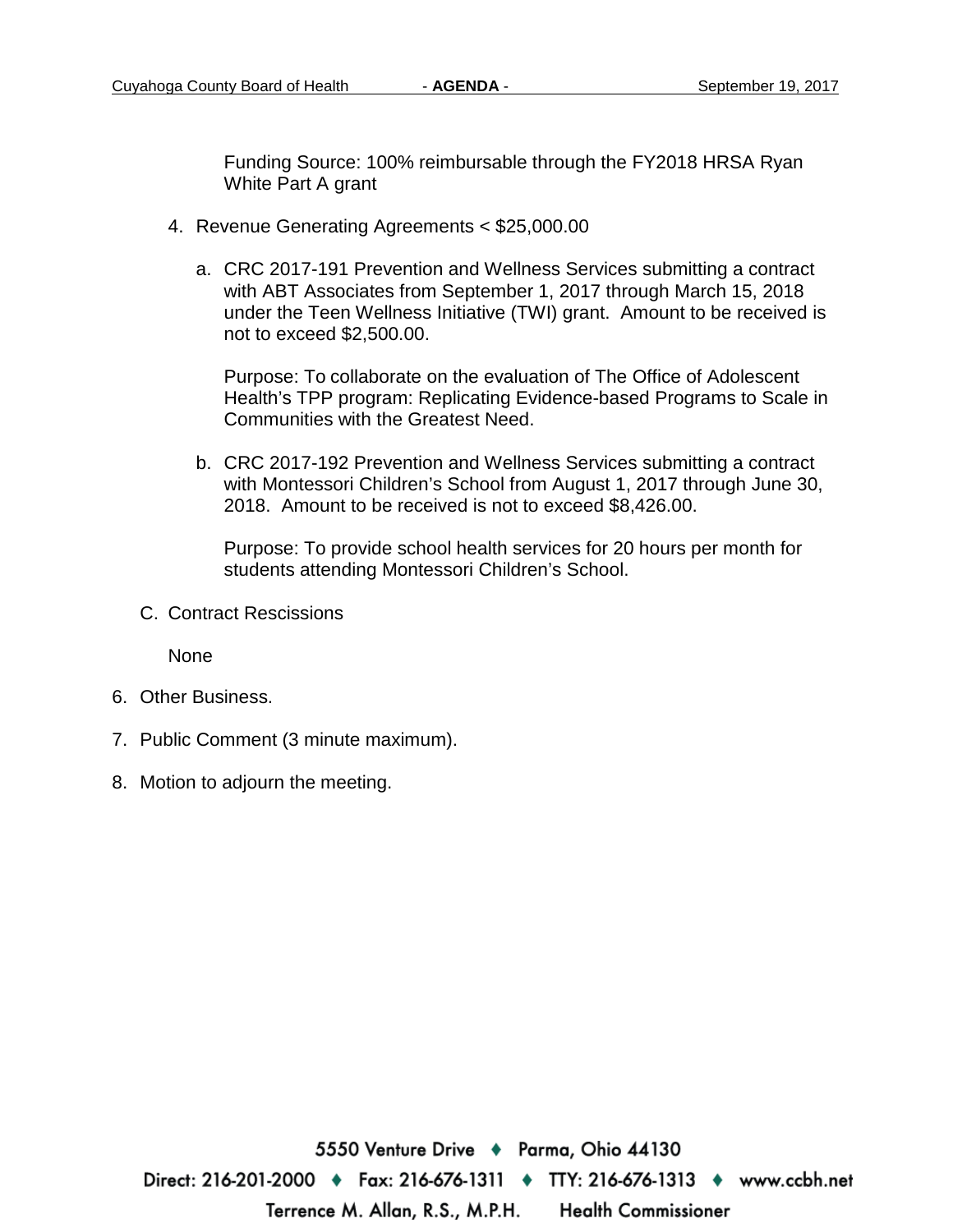Funding Source: 100% reimbursable through the FY2018 HRSA Ryan White Part A grant

4. Revenue Generating Agreements < $25,000.00

   a. CRC 2017-191 Prevention and Wellness Services submitting a contract with ABT Associates from September 1, 2017 through March 15, 2018 under the Teen Wellness Initiative (TWI) grant. Amount to be received is not to exceed $2,500.00.

      Purpose: To collaborate on the evaluation of The Office of Adolescent Health's TPP program: Replicating Evidence-based Programs to Scale in Communities with the Greatest Need.

   b. CRC 2017-192 Prevention and Wellness Services submitting a contract with Montessori Children's School from August 1, 2017 through June 30, 2018. Amount to be received is not to exceed $8,426.00.

      Purpose: To provide school health services for 20 hours per month for students attending Montessori Children's School.

C. Contract Rescissions

   None

6. Other Business.

7. Public Comment (3 minute maximum).

8. Motion to adjourn the meeting.